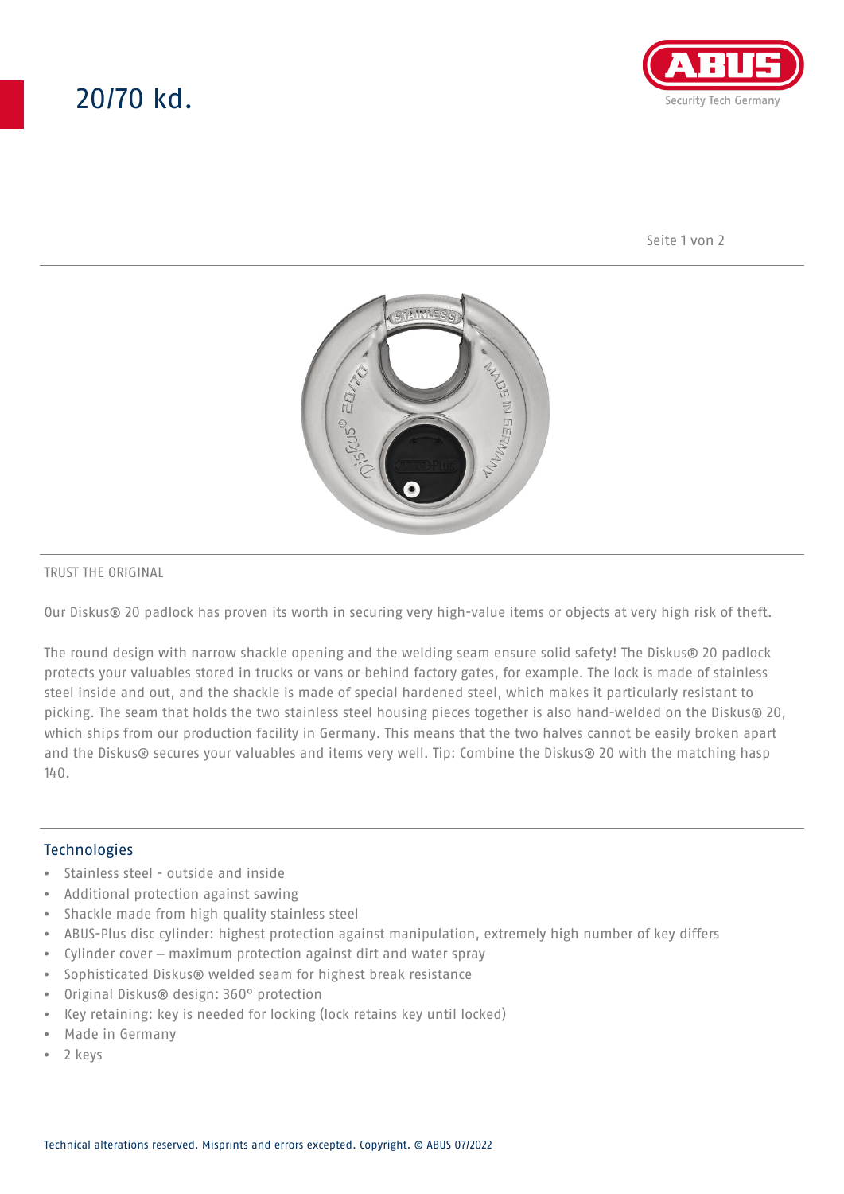# 20/70 kd.

TRUST THE ORIGINAL

Our Diskus® 20 padlock has proven its worth in securing very high-value items or objects at very high risk of theft.

The round design with narrow shackle opening and the welding seam ensure solid safety! The Diskus® 20 padlock protects your valuables stored in trucks or vans or behind factory gates, for example. The lock is made of stainless steel inside and out, and the shackle is made of special hardened steel, which makes it particularly resistant to picking. The seam that holds the two stainless steel housing pieces together is also hand-welded on the Diskus® 20, which ships from our production facility in Germany. This means that the two halves cannot be easily broken apart and the Diskus® secures your valuables and items very well. Tip: Combine the Diskus® 20 with the matching hasp 140.

## Technologies

- Stainless steel - outside and inside
- Additional protection against sawing
- Shackle made from high quality stainless steel
- ABUS-Plus disc cylinder: highest protection against manipulation, extremely high number of key differs
- Cylinder cover – maximum protection against dirt and water spray
- Sophisticated Diskus® welded seam for highest break resistance
- Original Diskus® design: 360° protection
- Key retaining: key is needed for locking (lock retains key until locked)
- Made in Germany
- 2 keys

Technical alterations reserved. Misprints and errors excepted. Copyright. © ABUS 07/2022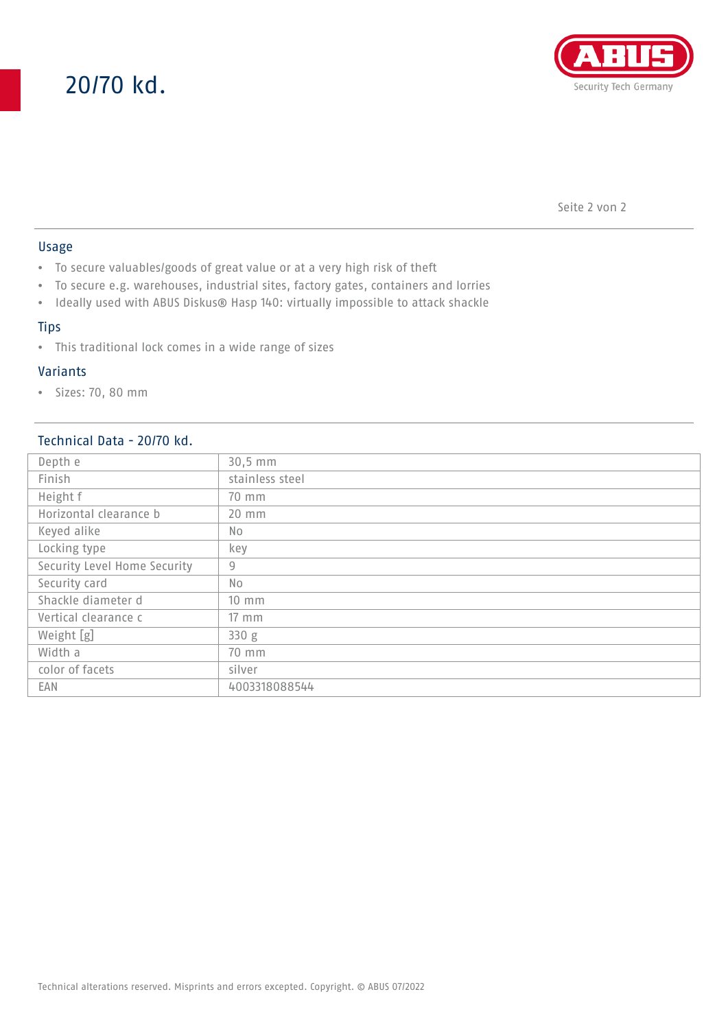# 20/70 kd.

## Usage

- To secure valuables/goods of great value or at a very high risk of theft
- To secure e.g. warehouses, industrial sites, factory gates, containers and lorries
- Ideally used with ABUS Diskus® Hasp 140: virtually impossible to attack shackle

## Tips

- This traditional lock comes in a wide range of sizes

## Variants

- Sizes: 70, 80 mm

## Technical Data - 20/70 kd.

| | |
|---|---|
| Depth e | 30,5 mm |
| Finish | stainless steel |
| Height f | 70 mm |
| Horizontal clearance b | 20 mm |
| Keyed alike | No |
| Locking type | key |
| Security Level Home Security | 9 |
| Security card | No |
| Shackle diameter d | 10 mm |
| Vertical clearance c | 17 mm |
| Weight [g] | 330 g |
| Width a | 70 mm |
| color of facets | silver |
| EAN | 4003318088544 |

Technical alterations reserved. Misprints and errors excepted. Copyright. © ABUS 07/2022